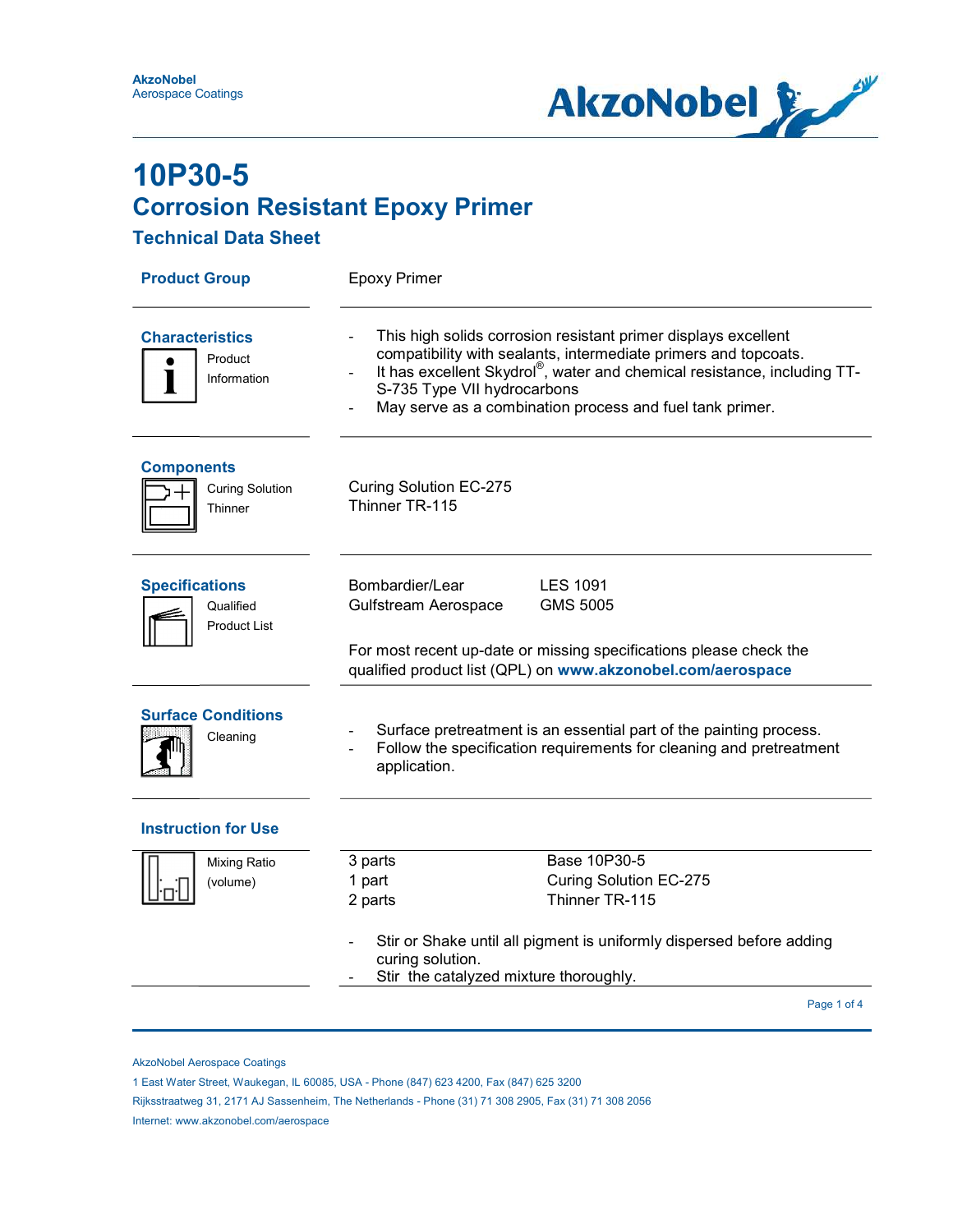AkzoNobel
Aerospace Coatings

# 10P30-5
## Corrosion Resistant Epoxy Primer
### Technical Data Sheet

**Product Group**

Epoxy Primer

**Characteristics**

Product Information

- This high solids corrosion resistant primer displays excellent compatibility with sealants, intermediate primers and topcoats.
- It has excellent Skydrol®, water and chemical resistance, including TT-S-735 Type VII hydrocarbons
- May serve as a combination process and fuel tank primer.

**Components**

Curing Solution
Thinner

Curing Solution EC-275
Thinner TR-115

**Specifications**

Qualified Product List

| | |
|---|---|
| Bombardier/Lear | LES 1091 |
| Gulfstream Aerospace | GMS 5005 |

For most recent up-date or missing specifications please check the qualified product list (QPL) on **www.akzonobel.com/aerospace**

**Surface Conditions**

Cleaning

- Surface pretreatment is an essential part of the painting process.
- Follow the specification requirements for cleaning and pretreatment application.

**Instruction for Use**

Mixing Ratio (volume)

| | |
|---|---|
| 3 parts | Base 10P30-5 |
| 1 part | Curing Solution EC-275 |
| 2 parts | Thinner TR-115 |

- Stir or Shake until all pigment is uniformly dispersed before adding curing solution.
- Stir the catalyzed mixture thoroughly.

AkzoNobel Aerospace Coatings
1 East Water Street, Waukegan, IL 60085, USA - Phone (847) 623 4200, Fax (847) 625 3200
Rijksstraatweg 31, 2171 AJ Sassenheim, The Netherlands - Phone (31) 71 308 2905, Fax (31) 71 308 2056
Internet: www.akzonobel.com/aerospace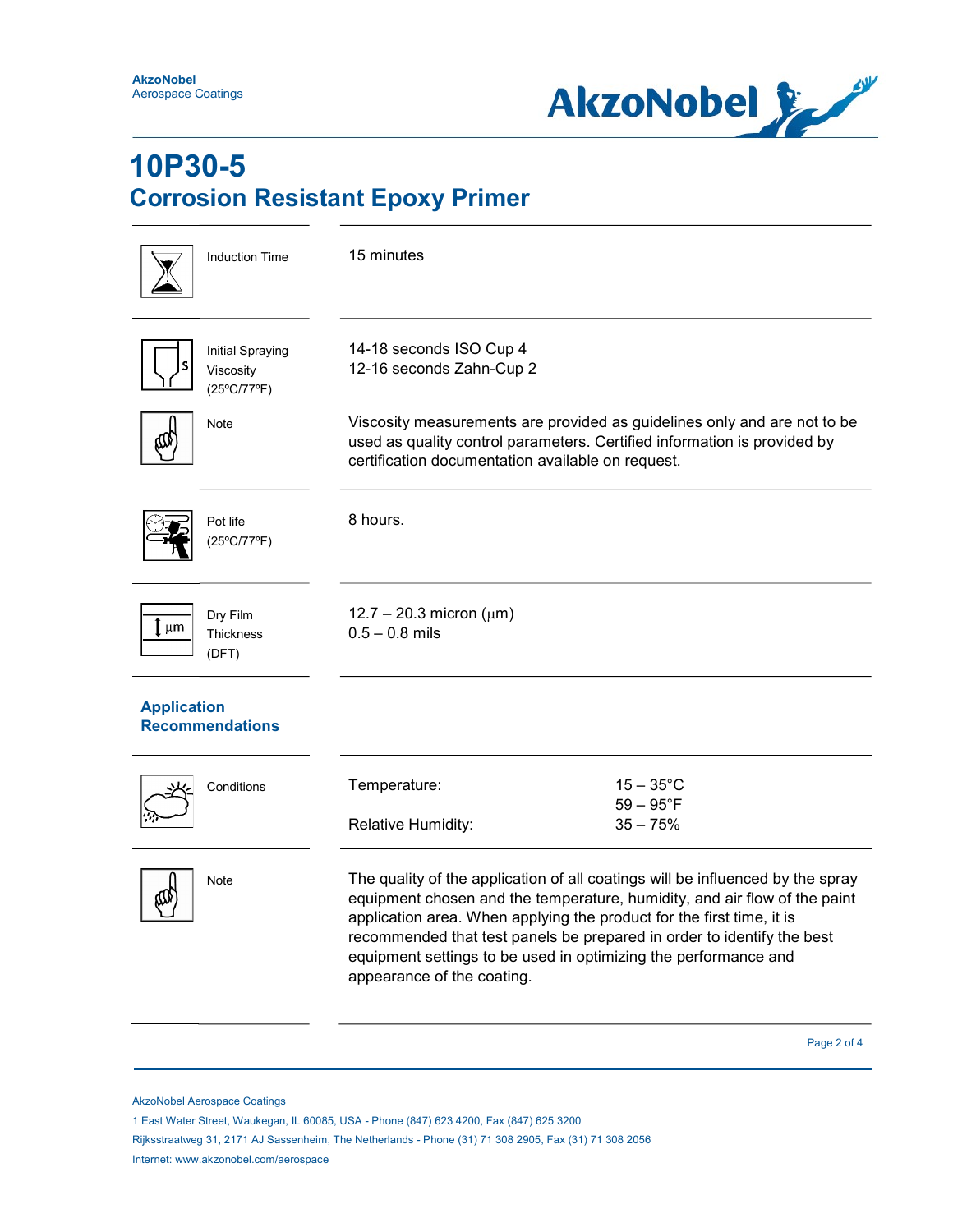# 10P30-5

## Corrosion Resistant Epoxy Primer

| | |
|---|---|
| Induction Time | 15 minutes |
| Initial Spraying Viscosity (25ºC/77ºF) | 14-18 seconds ISO Cup 4<br>12-16 seconds Zahn-Cup 2 |
| Note | Viscosity measurements are provided as guidelines only and are not to be used as quality control parameters. Certified information is provided by certification documentation available on request. |
| Pot life (25ºC/77ºF) | 8 hours. |
| Dry Film Thickness (DFT) | 12.7 – 20.3 micron (µm)<br>0.5 – 0.8 mils |

### Application Recommendations

| | | |
|---|---|---|
| Conditions | Temperature: | 15 – 35°C<br>59 – 95°F |
| | Relative Humidity: | 35 – 75% |

| | |
|---|---|
| Note | The quality of the application of all coatings will be influenced by the spray equipment chosen and the temperature, humidity, and air flow of the paint application area. When applying the product for the first time, it is recommended that test panels be prepared in order to identify the best equipment settings to be used in optimizing the performance and appearance of the coating. |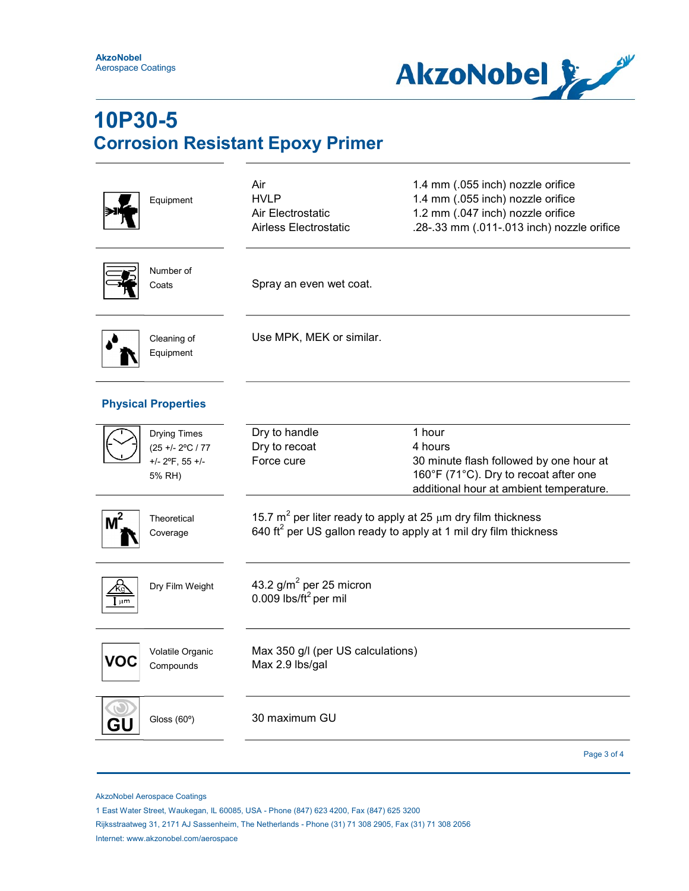# 10P30-5

## Corrosion Resistant Epoxy Primer

| | | |
|---|---|---|
| Equipment | Air<br>HVLP<br>Air Electrostatic<br>Airless Electrostatic | 1.4 mm (.055 inch) nozzle orifice<br>1.4 mm (.055 inch) nozzle orifice<br>1.2 mm (.047 inch) nozzle orifice<br>.28-.33 mm (.011-.013 inch) nozzle orifice |
| Number of Coats | Spray an even wet coat. | |
| Cleaning of Equipment | Use MPK, MEK or similar. | |

### Physical Properties

| | | |
|---|---|---|
| Drying Times (25 +/- 2ºC / 77 +/- 2ºF, 55 +/- 5% RH) | Dry to handle<br>Dry to recoat<br>Force cure | 1 hour<br>4 hours<br>30 minute flash followed by one hour at 160°F (71°C). Dry to recoat after one additional hour at ambient temperature. |
| Theoretical Coverage | 15.7 $m^2$ per liter ready to apply at 25 µm dry film thickness<br>640 $ft^2$ per US gallon ready to apply at 1 mil dry film thickness | |
| Dry Film Weight | 43.2 $g/m^2$ per 25 micron<br>0.009 $lbs/ft^2$ per mil | |
| Volatile Organic Compounds | Max 350 g/l (per US calculations)<br>Max 2.9 lbs/gal | |
| Gloss (60º) | 30 maximum GU | |

AkzoNobel Aerospace Coatings
1 East Water Street, Waukegan, IL 60085, USA - Phone (847) 623 4200, Fax (847) 625 3200
Rijksstraatweg 31, 2171 AJ Sassenheim, The Netherlands - Phone (31) 71 308 2905, Fax (31) 71 308 2056
Internet: www.akzonobel.com/aerospace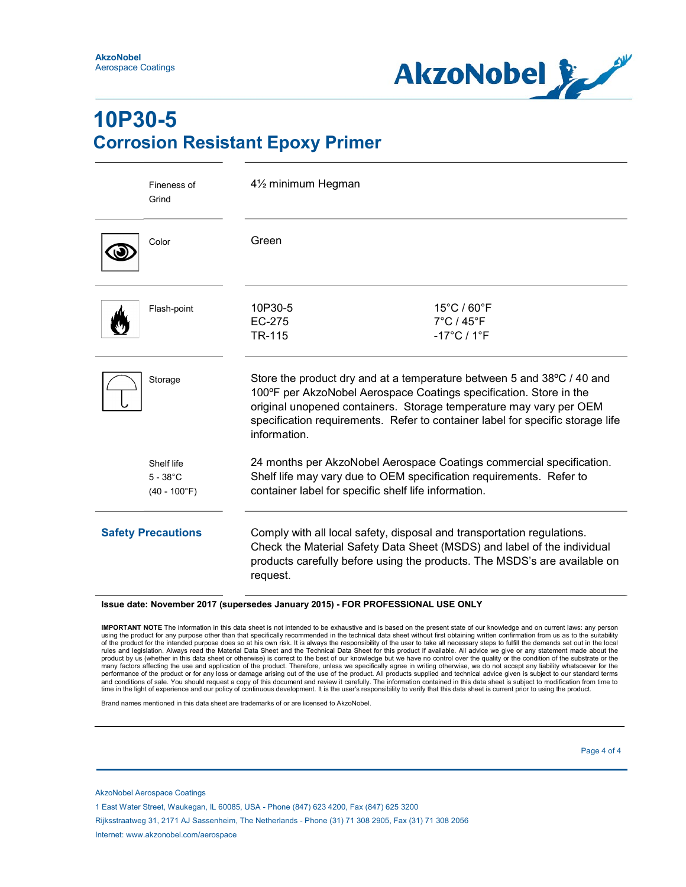# 10P30-5

## Corrosion Resistant Epoxy Primer

| | | |
|---|---|---|
| Fineness of Grind | 4½ minimum Hegman | |
| Color | Green | |
| Flash-point | 10P30-5<br>EC-275<br>TR-115 | 15°C / 60°F<br>7°C / 45°F<br>-17°C / 1°F |
| Storage | Store the product dry and at a temperature between 5 and 38ºC / 40 and 100ºF per AkzoNobel Aerospace Coatings specification. Store in the original unopened containers. Storage temperature may vary per OEM specification requirements. Refer to container label for specific storage life information. | |
| Shelf life<br>5 - 38°C<br>(40 - 100°F) | 24 months per AkzoNobel Aerospace Coatings commercial specification. Shelf life may vary due to OEM specification requirements. Refer to container label for specific shelf life information. | |
| **Safety Precautions** | Comply with all local safety, disposal and transportation regulations. Check the Material Safety Data Sheet (MSDS) and label of the individual products carefully before using the products. The MSDS's are available on request. | |

**Issue date: November 2017 (supersedes January 2015) - FOR PROFESSIONAL USE ONLY**

**IMPORTANT NOTE** The information in this data sheet is not intended to be exhaustive and is based on the present state of our knowledge and on current laws: any person using the product for any purpose other than that specifically recommended in the technical data sheet without first obtaining written confirmation from us as to the suitability of the product for the intended purpose does so at his own risk. It is always the responsibility of the user to take all necessary steps to fulfill the demands set out in the local rules and legislation. Always read the Material Data Sheet and the Technical Data Sheet for this product if available. All advice we give or any statement made about the product by us (whether in this data sheet or otherwise) is correct to the best of our knowledge but we have no control over the quality or the condition of the substrate or the many factors affecting the use and application of the product. Therefore, unless we specifically agree in writing otherwise, we do not accept any liability whatsoever for the performance of the product or for any loss or damage arising out of the use of the product. All products supplied and technical advice given is subject to our standard terms and conditions of sale. You should request a copy of this document and review it carefully. The information contained in this data sheet is subject to modification from time to time in the light of experience and our policy of continuous development. It is the user's responsibility to verify that this data sheet is current prior to using the product.

Brand names mentioned in this data sheet are trademarks of or are licensed to AkzoNobel.

AkzoNobel Aerospace Coatings

1 East Water Street, Waukegan, IL 60085, USA - Phone (847) 623 4200, Fax (847) 625 3200

Rijksstraatweg 31, 2171 AJ Sassenheim, The Netherlands - Phone (31) 71 308 2905, Fax (31) 71 308 2056

Internet: www.akzonobel.com/aerospace